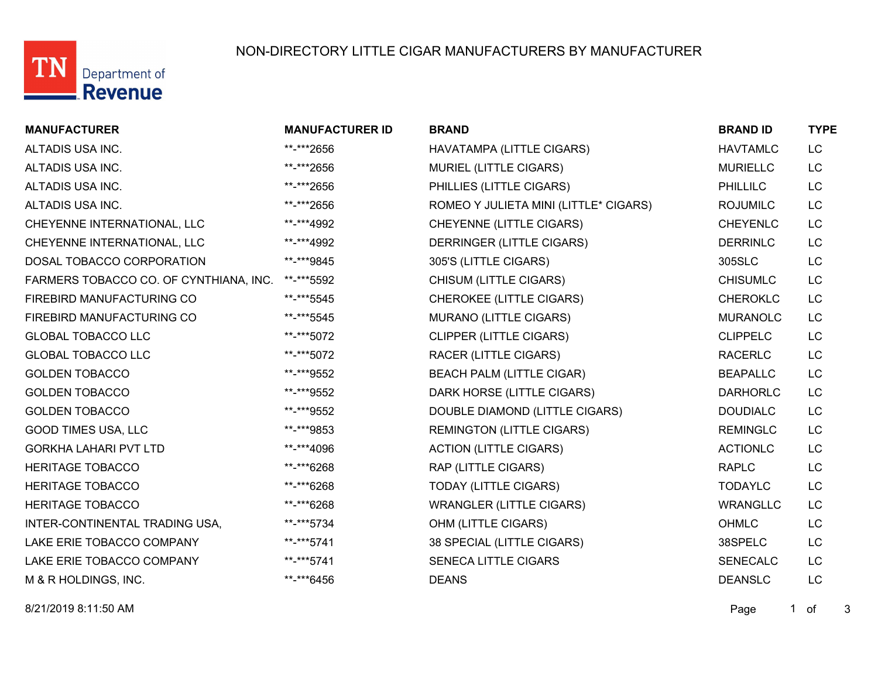# NON-DIRECTORY LITTLE CIGAR MANUFACTURERS BY MANUFACTURER

TN Department of Revenue

| MANUFACTURER | MANUFACTURER ID | BRAND | BRAND ID | TYPE |
|---|---|---|---|---|
| ALTADIS USA INC. | **-***2656 | HAVATAMPA (LITTLE CIGARS) | HAVTAMLC | LC |
| ALTADIS USA INC. | **-***2656 | MURIEL (LITTLE CIGARS) | MURIELLC | LC |
| ALTADIS USA INC. | **-***2656 | PHILLIES (LITTLE CIGARS) | PHILLILC | LC |
| ALTADIS USA INC. | **-***2656 | ROMEO Y JULIETA MINI (LITTLE* CIGARS) | ROJUMILC | LC |
| CHEYENNE INTERNATIONAL, LLC | **-***4992 | CHEYENNE (LITTLE CIGARS) | CHEYENLC | LC |
| CHEYENNE INTERNATIONAL, LLC | **-***4992 | DERRINGER (LITTLE CIGARS) | DERRINLC | LC |
| DOSAL TOBACCO CORPORATION | **-***9845 | 305'S (LITTLE CIGARS) | 305SLC | LC |
| FARMERS TOBACCO CO. OF CYNTHIANA, INC. | **-***5592 | CHISUM (LITTLE CIGARS) | CHISUMLC | LC |
| FIREBIRD MANUFACTURING CO | **-***5545 | CHEROKEE (LITTLE CIGARS) | CHEROKLC | LC |
| FIREBIRD MANUFACTURING CO | **-***5545 | MURANO (LITTLE CIGARS) | MURANOLC | LC |
| GLOBAL TOBACCO LLC | **-***5072 | CLIPPER (LITTLE CIGARS) | CLIPPELC | LC |
| GLOBAL TOBACCO LLC | **-***5072 | RACER (LITTLE CIGARS) | RACERLC | LC |
| GOLDEN TOBACCO | **-***9552 | BEACH PALM (LITTLE CIGAR) | BEAPALLC | LC |
| GOLDEN TOBACCO | **-***9552 | DARK HORSE (LITTLE CIGARS) | DARHORLC | LC |
| GOLDEN TOBACCO | **-***9552 | DOUBLE DIAMOND (LITTLE CIGARS) | DOUDIALC | LC |
| GOOD TIMES USA, LLC | **-***9853 | REMINGTON (LITTLE CIGARS) | REMINGLC | LC |
| GORKHA LAHARI PVT LTD | **-***4096 | ACTION (LITTLE CIGARS) | ACTIONLC | LC |
| HERITAGE TOBACCO | **-***6268 | RAP (LITTLE CIGARS) | RAPLC | LC |
| HERITAGE TOBACCO | **-***6268 | TODAY (LITTLE CIGARS) | TODAYLC | LC |
| HERITAGE TOBACCO | **-***6268 | WRANGLER (LITTLE CIGARS) | WRANGLLC | LC |
| INTER-CONTINENTAL TRADING USA, | **-***5734 | OHM (LITTLE CIGARS) | OHMLC | LC |
| LAKE ERIE TOBACCO COMPANY | **-***5741 | 38 SPECIAL (LITTLE CIGARS) | 38SPELC | LC |
| LAKE ERIE TOBACCO COMPANY | **-***5741 | SENECA LITTLE CIGARS | SENECALC | LC |
| M & R HOLDINGS, INC. | **-***6456 | DEANS | DEANSLC | LC |

8/21/2019 8:11:50 AM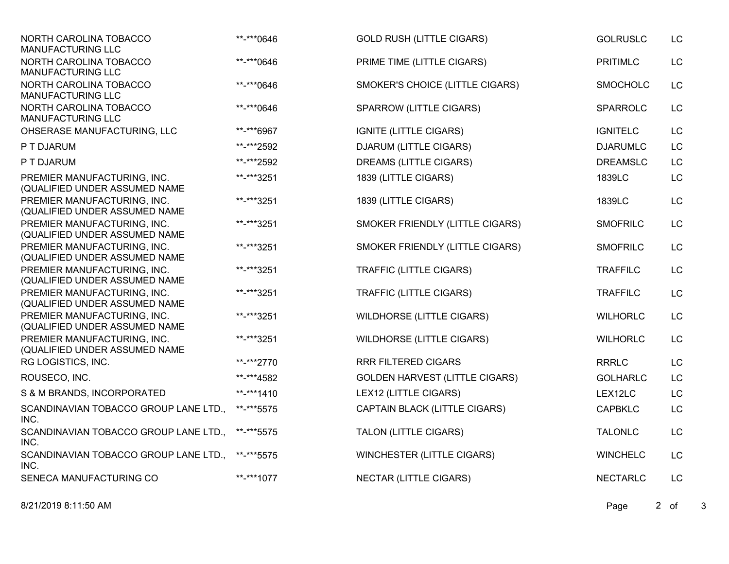| | | | | |
|---|---|---|---|---|
| NORTH CAROLINA TOBACCO MANUFACTURING LLC | **-***0646 | GOLD RUSH (LITTLE CIGARS) | GOLRUSLC | LC |
| NORTH CAROLINA TOBACCO MANUFACTURING LLC | **-***0646 | PRIME TIME (LITTLE CIGARS) | PRITIMLC | LC |
| NORTH CAROLINA TOBACCO MANUFACTURING LLC | **-***0646 | SMOKER'S CHOICE (LITTLE CIGARS) | SMOCHOLC | LC |
| NORTH CAROLINA TOBACCO MANUFACTURING LLC | **-***0646 | SPARROW (LITTLE CIGARS) | SPARROLC | LC |
| OHSERASE MANUFACTURING, LLC | **-***6967 | IGNITE (LITTLE CIGARS) | IGNITELC | LC |
| P T DJARUM | **-***2592 | DJARUM (LITTLE CIGARS) | DJARUMLC | LC |
| P T DJARUM | **-***2592 | DREAMS (LITTLE CIGARS) | DREAMSLC | LC |
| PREMIER MANUFACTURING, INC. (QUALIFIED UNDER ASSUMED NAME | **-***3251 | 1839 (LITTLE CIGARS) | 1839LC | LC |
| PREMIER MANUFACTURING, INC. (QUALIFIED UNDER ASSUMED NAME | **-***3251 | 1839 (LITTLE CIGARS) | 1839LC | LC |
| PREMIER MANUFACTURING, INC. (QUALIFIED UNDER ASSUMED NAME | **-***3251 | SMOKER FRIENDLY (LITTLE CIGARS) | SMOFRILC | LC |
| PREMIER MANUFACTURING, INC. (QUALIFIED UNDER ASSUMED NAME | **-***3251 | SMOKER FRIENDLY (LITTLE CIGARS) | SMOFRILC | LC |
| PREMIER MANUFACTURING, INC. (QUALIFIED UNDER ASSUMED NAME | **-***3251 | TRAFFIC (LITTLE CIGARS) | TRAFFILC | LC |
| PREMIER MANUFACTURING, INC. (QUALIFIED UNDER ASSUMED NAME | **-***3251 | TRAFFIC (LITTLE CIGARS) | TRAFFILC | LC |
| PREMIER MANUFACTURING, INC. (QUALIFIED UNDER ASSUMED NAME | **-***3251 | WILDHORSE (LITTLE CIGARS) | WILHORLC | LC |
| PREMIER MANUFACTURING, INC. (QUALIFIED UNDER ASSUMED NAME | **-***3251 | WILDHORSE (LITTLE CIGARS) | WILHORLC | LC |
| RG LOGISTICS, INC. | **-***2770 | RRR FILTERED CIGARS | RRRLC | LC |
| ROUSECO, INC. | **-***4582 | GOLDEN HARVEST (LITTLE CIGARS) | GOLHARLC | LC |
| S & M BRANDS, INCORPORATED | **-***1410 | LEX12 (LITTLE CIGARS) | LEX12LC | LC |
| SCANDINAVIAN TOBACCO GROUP LANE LTD., INC. | **-***5575 | CAPTAIN BLACK (LITTLE CIGARS) | CAPBKLC | LC |
| SCANDINAVIAN TOBACCO GROUP LANE LTD., INC. | **-***5575 | TALON (LITTLE CIGARS) | TALONLC | LC |
| SCANDINAVIAN TOBACCO GROUP LANE LTD., INC. | **-***5575 | WINCHESTER (LITTLE CIGARS) | WINCHELC | LC |
| SENECA MANUFACTURING CO | **-***1077 | NECTAR (LITTLE CIGARS) | NECTARLC | LC |

8/21/2019 8:11:50 AM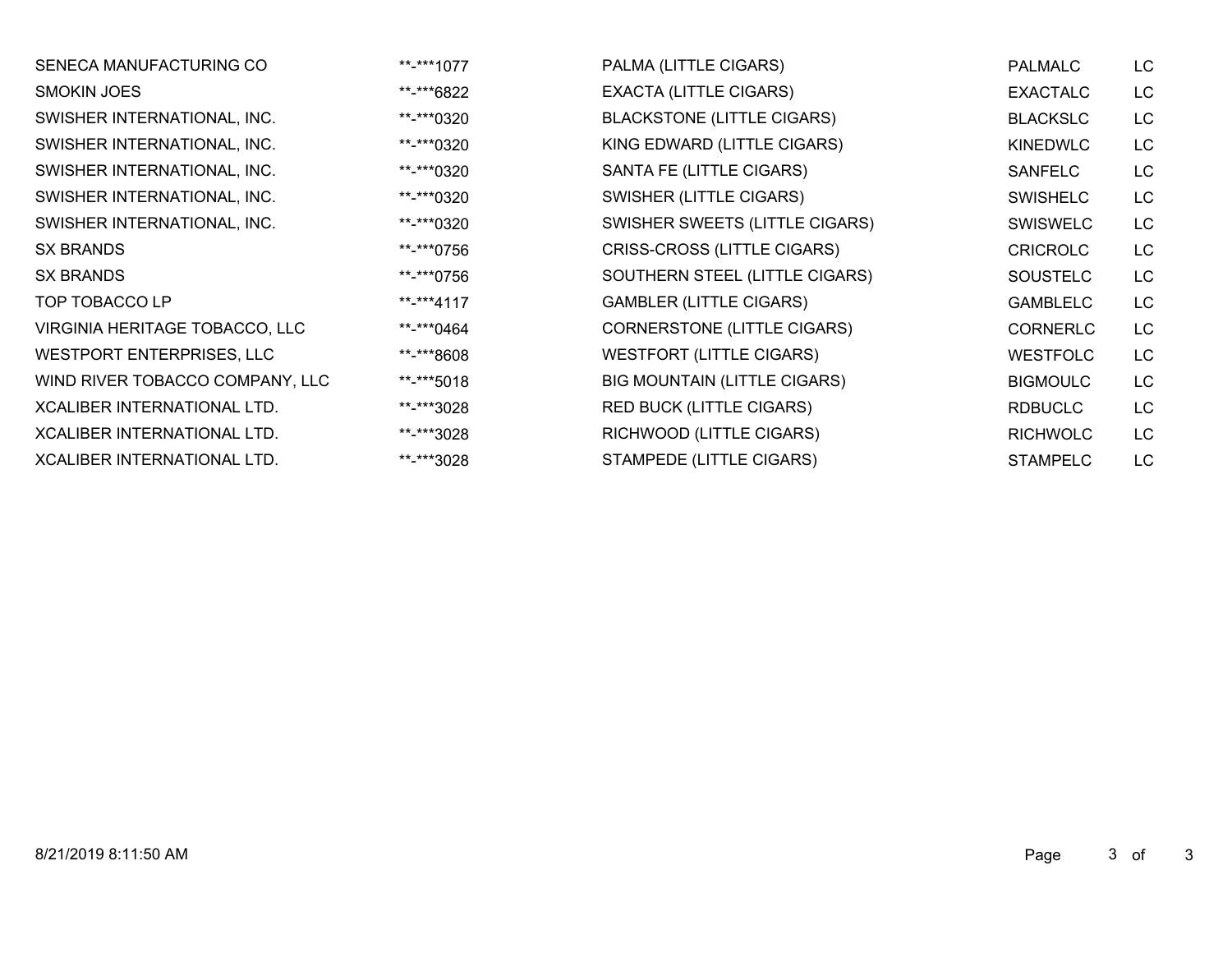| | | | | |
|---|---|---|---|---|
| SENECA MANUFACTURING CO | **-***1077 | PALMA (LITTLE CIGARS) | PALMALC | LC |
| SMOKIN JOES | **-***6822 | EXACTA (LITTLE CIGARS) | EXACTALC | LC |
| SWISHER INTERNATIONAL, INC. | **-***0320 | BLACKSTONE (LITTLE CIGARS) | BLACKSLC | LC |
| SWISHER INTERNATIONAL, INC. | **-***0320 | KING EDWARD (LITTLE CIGARS) | KINEDWLC | LC |
| SWISHER INTERNATIONAL, INC. | **-***0320 | SANTA FE (LITTLE CIGARS) | SANFELC | LC |
| SWISHER INTERNATIONAL, INC. | **-***0320 | SWISHER (LITTLE CIGARS) | SWISHELC | LC |
| SWISHER INTERNATIONAL, INC. | **-***0320 | SWISHER SWEETS (LITTLE CIGARS) | SWISWELC | LC |
| SX BRANDS | **-***0756 | CRISS-CROSS (LITTLE CIGARS) | CRICROLC | LC |
| SX BRANDS | **-***0756 | SOUTHERN STEEL (LITTLE CIGARS) | SOUSTELC | LC |
| TOP TOBACCO LP | **-***4117 | GAMBLER (LITTLE CIGARS) | GAMBLELC | LC |
| VIRGINIA HERITAGE TOBACCO, LLC | **-***0464 | CORNERSTONE (LITTLE CIGARS) | CORNERLC | LC |
| WESTPORT ENTERPRISES, LLC | **-***8608 | WESTFORT (LITTLE CIGARS) | WESTFOLC | LC |
| WIND RIVER TOBACCO COMPANY, LLC | **-***5018 | BIG MOUNTAIN (LITTLE CIGARS) | BIGMOULC | LC |
| XCALIBER INTERNATIONAL LTD. | **-***3028 | RED BUCK (LITTLE CIGARS) | RDBUCLC | LC |
| XCALIBER INTERNATIONAL LTD. | **-***3028 | RICHWOOD (LITTLE CIGARS) | RICHWOLC | LC |
| XCALIBER INTERNATIONAL LTD. | **-***3028 | STAMPEDE (LITTLE CIGARS) | STAMPELC | LC |

8/21/2019 8:11:50 AM